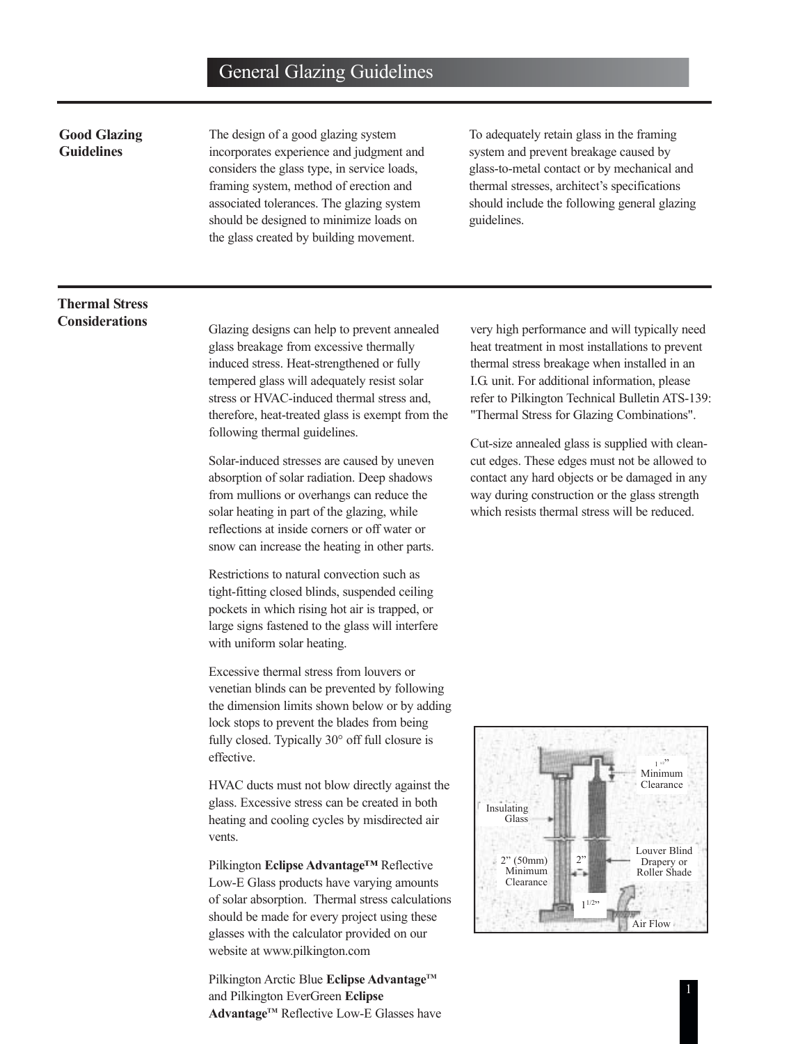# General Glazing Guidelines

## Good Glazing Guidelines

The design of a good glazing system incorporates experience and judgment and considers the glass type, in service loads, framing system, method of erection and associated tolerances. The glazing system should be designed to minimize loads on the glass created by building movement.

To adequately retain glass in the framing system and prevent breakage caused by glass-to-metal contact or by mechanical and thermal stresses, architect's specifications should include the following general glazing guidelines.

## Thermal Stress Considerations

Glazing designs can help to prevent annealed glass breakage from excessive thermally induced stress. Heat-strengthened or fully tempered glass will adequately resist solar stress or HVAC-induced thermal stress and, therefore, heat-treated glass is exempt from the following thermal guidelines.

Solar-induced stresses are caused by uneven absorption of solar radiation. Deep shadows from mullions or overhangs can reduce the solar heating in part of the glazing, while reflections at inside corners or off water or snow can increase the heating in other parts.

Restrictions to natural convection such as tight-fitting closed blinds, suspended ceiling pockets in which rising hot air is trapped, or large signs fastened to the glass will interfere with uniform solar heating.

Excessive thermal stress from louvers or venetian blinds can be prevented by following the dimension limits shown below or by adding lock stops to prevent the blades from being fully closed. Typically 30° off full closure is effective.

HVAC ducts must not blow directly against the glass. Excessive stress can be created in both heating and cooling cycles by misdirected air vents.

Pilkington **Eclipse Advantage™** Reflective Low-E Glass products have varying amounts of solar absorption. Thermal stress calculations should be made for every project using these glasses with the calculator provided on our website at www.pilkington.com

Pilkington Arctic Blue **Eclipse Advantage™** and Pilkington EverGreen **Eclipse Advantage™** Reflective Low-E Glasses have very high performance and will typically need heat treatment in most installations to prevent thermal stress breakage when installed in an I.G. unit. For additional information, please refer to Pilkington Technical Bulletin ATS-139: "Thermal Stress for Glazing Combinations".

Cut-size annealed glass is supplied with clean-cut edges. These edges must not be allowed to contact any hard objects or be damaged in any way during construction or the glass strength which resists thermal stress will be reduced.

1 1/2" Minimum Clearance

Insulating Glass

Louver Blind Drapery or Roller Shade

2" (50mm) Minimum Clearance

2"

1 1/2"

Air Flow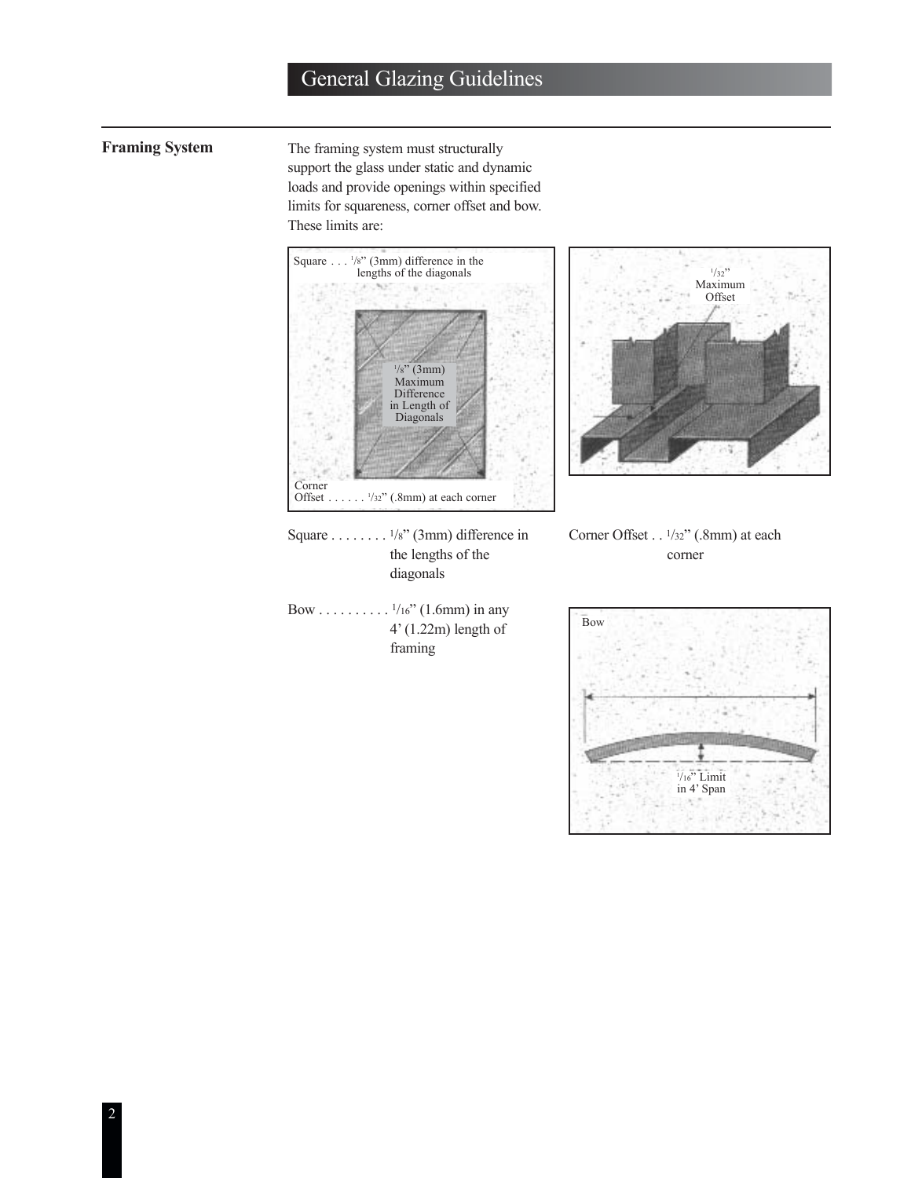# General Glazing Guidelines

## Framing System

The framing system must structurally support the glass under static and dynamic loads and provide openings within specified limits for squareness, corner offset and bow. These limits are:

Square . . . . . . . . 1/8" (3mm) difference in the lengths of the diagonals

Corner Offset . . 1/32" (.8mm) at each corner

Bow . . . . . . . . . . 1/16" (1.6mm) in any 4' (1.22m) length of framing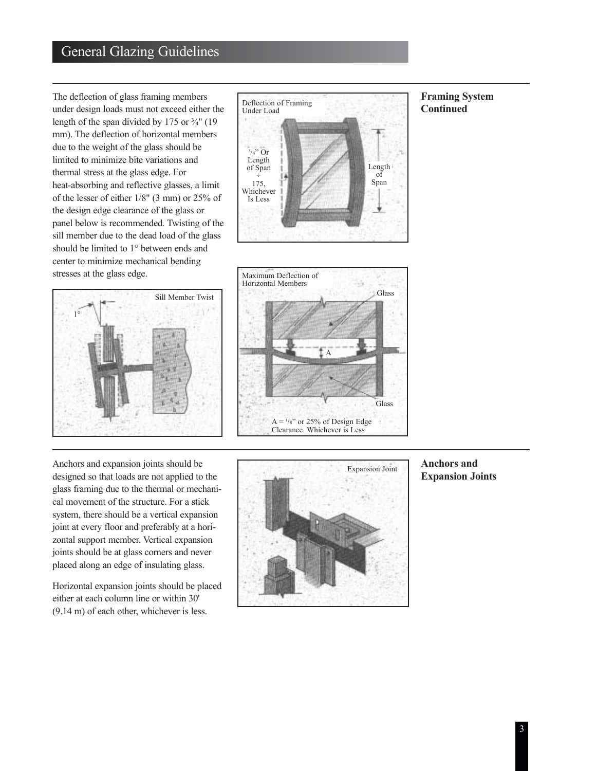## Framing System Continued

The deflection of glass framing members under design loads must not exceed either the length of the span divided by 175 or ¾" (19 mm). The deflection of horizontal members due to the weight of the glass should be limited to minimize bite variations and thermal stress at the glass edge. For heat-absorbing and reflective glasses, a limit of the lesser of either 1/8" (3 mm) or 25% of the design edge clearance of the glass or panel below is recommended. Twisting of the sill member due to the dead load of the glass should be limited to 1° between ends and center to minimize mechanical bending stresses at the glass edge.

## Anchors and Expansion Joints

Anchors and expansion joints should be designed so that loads are not applied to the glass framing due to the thermal or mechanical movement of the structure. For a stick system, there should be a vertical expansion joint at every floor and preferably at a horizontal support member. Vertical expansion joints should be at glass corners and never placed along an edge of insulating glass.

Horizontal expansion joints should be placed either at each column line or within 30' (9.14 m) of each other, whichever is less.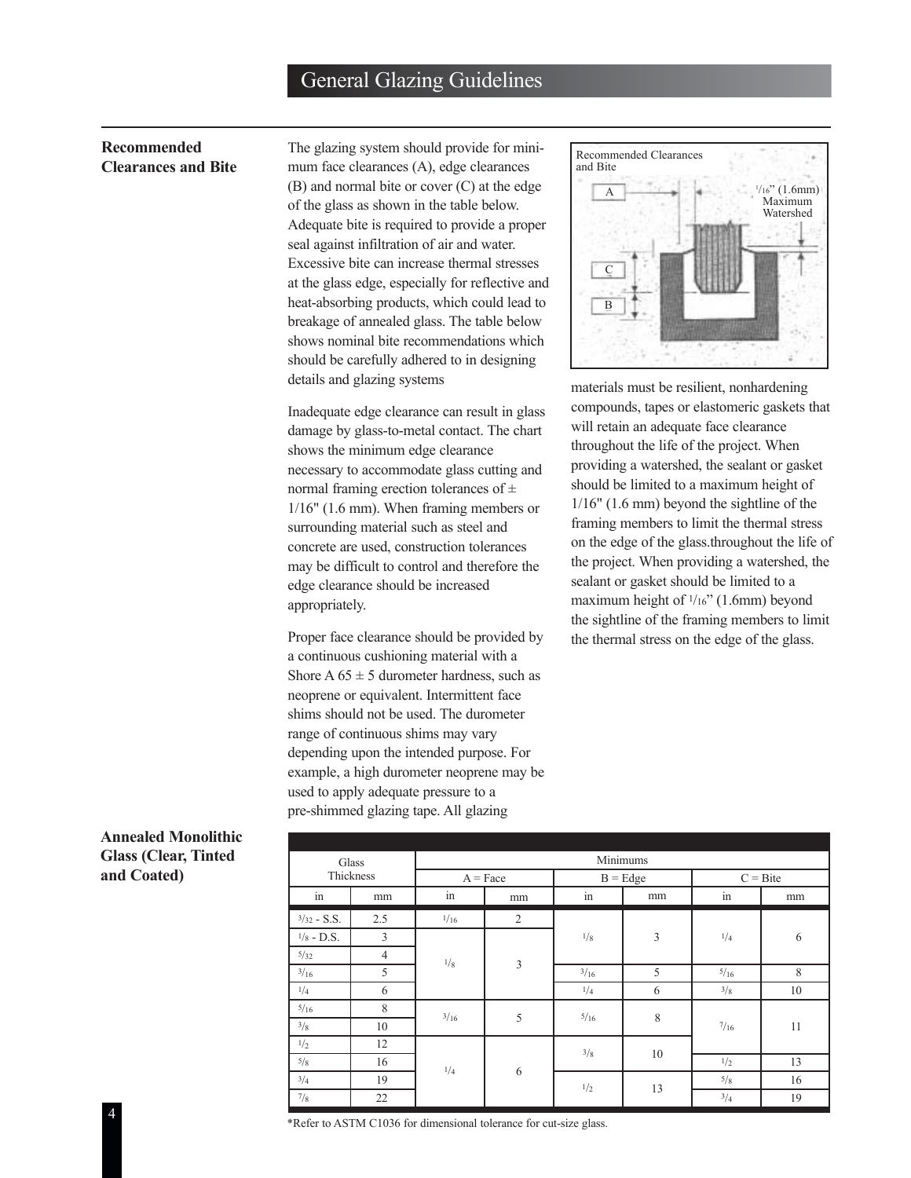## Recommended Clearances and Bite

The glazing system should provide for minimum face clearances (A), edge clearances (B) and normal bite or cover (C) at the edge of the glass as shown in the table below. Adequate bite is required to provide a proper seal against infiltration of air and water. Excessive bite can increase thermal stresses at the glass edge, especially for reflective and heat-absorbing products, which could lead to breakage of annealed glass. The table below shows nominal bite recommendations which should be carefully adhered to in designing details and glazing systems

Inadequate edge clearance can result in glass damage by glass-to-metal contact. The chart shows the minimum edge clearance necessary to accommodate glass cutting and normal framing erection tolerances of ± 1/16" (1.6 mm). When framing members or surrounding material such as steel and concrete are used, construction tolerances may be difficult to control and therefore the edge clearance should be increased appropriately.

Proper face clearance should be provided by a continuous cushioning material with a Shore A 65 ± 5 durometer hardness, such as neoprene or equivalent. Intermittent face shims should not be used. The durometer range of continuous shims may vary depending upon the intended purpose. For example, a high durometer neoprene may be used to apply adequate pressure to a pre-shimmed glazing tape. All glazing materials must be resilient, nonhardening compounds, tapes or elastomeric gaskets that will retain an adequate face clearance throughout the life of the project. When providing a watershed, the sealant or gasket should be limited to a maximum height of 1/16" (1.6 mm) beyond the sightline of the framing members to limit the thermal stress on the edge of the glass.throughout the life of the project. When providing a watershed, the sealant or gasket should be limited to a maximum height of 1/16" (1.6mm) beyond the sightline of the framing members to limit the thermal stress on the edge of the glass.

Recommended Clearances and Bite

A — 1/16" (1.6mm) Maximum Watershed

C

B

## Annealed Monolithic Glass (Clear, Tinted and Coated)

| Glass Thickness | | Minimums | | | | | |
|---|---|---|---|---|---|---|---|
| | | A = Face | | B = Edge | | C = Bite | |
| in | mm | in | mm | in | mm | in | mm |
| 3/32 - S.S. | 2.5 | 1/16 | 2 | 1/8 | 3 | 1/4 | 6 |
| 1/8 - D.S. | 3 | 1/8 | 3 | 1/8 | 3 | 1/4 | 6 |
| 5/32 | 4 | 1/8 | 3 | 1/8 | 3 | 1/4 | 6 |
| 3/16 | 5 | 1/8 | 3 | 3/16 | 5 | 5/16 | 8 |
| 1/4 | 6 | 1/8 | 3 | 1/4 | 6 | 3/8 | 10 |
| 5/16 | 8 | 3/16 | 5 | 5/16 | 8 | 7/16 | 11 |
| 3/8 | 10 | 3/16 | 5 | 5/16 | 8 | 7/16 | 11 |
| 1/2 | 12 | 1/4 | 6 | 3/8 | 10 | 7/16 | 11 |
| 5/8 | 16 | 1/4 | 6 | 3/8 | 10 | 1/2 | 13 |
| 3/4 | 19 | 1/4 | 6 | 1/2 | 13 | 5/8 | 16 |
| 7/8 | 22 | 1/4 | 6 | 1/2 | 13 | 3/4 | 19 |

*Refer to ASTM C1036 for dimensional tolerance for cut-size glass.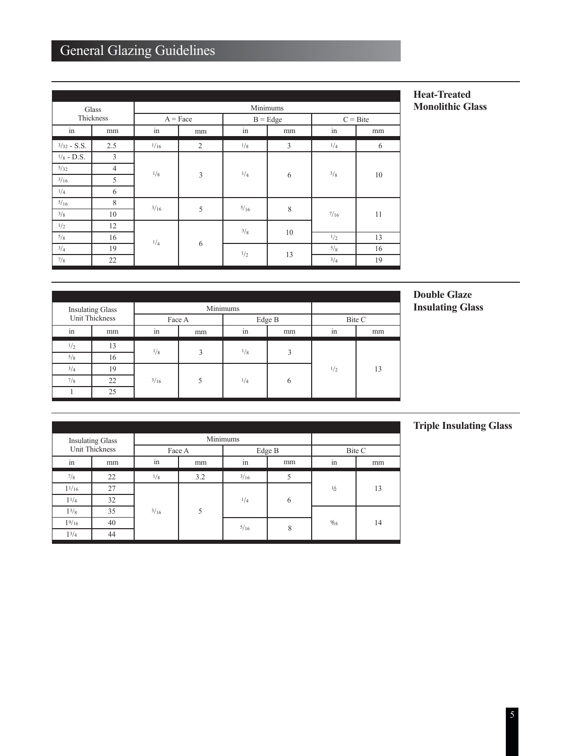# General Glazing Guidelines

## Heat-Treated Monolithic Glass

| Glass Thickness | | Minimums | | | | | |
|---|---|---|---|---|---|---|---|
| | | A = Face | | B = Edge | | C = Bite | |
| in | mm | in | mm | in | mm | in | mm |
| 3/32 - S.S. | 2.5 | 1/16 | 2 | 1/8 | 3 | 1/4 | 6 |
| 1/8 - D.S. | 3 | 1/8 | 3 | 1/4 | 6 | 3/8 | 10 |
| 5/32 | 4 | | | | | | |
| 3/16 | 5 | | | | | | |
| 1/4 | 6 | | | | | | |
| 5/16 | 8 | 3/16 | 5 | 5/16 | 8 | 7/16 | 11 |
| 3/8 | 10 | | | | | | |
| 1/2 | 12 | 1/4 | 6 | 3/8 | 10 | | |
| 5/8 | 16 | | | | | 1/2 | 13 |
| 3/4 | 19 | | | 1/2 | 13 | 5/8 | 16 |
| 7/8 | 22 | | | | | 3/4 | 19 |

## Double Glaze Insulating Glass

| Insulating Glass Unit Thickness | | Minimums | | | | | |
|---|---|---|---|---|---|---|---|
| | | Face A | | Edge B | | Bite C | |
| in | mm | in | mm | in | mm | in | mm |
| 1/2 | 13 | 1/8 | 3 | 1/8 | 3 | 1/2 | 13 |
| 5/8 | 16 | | | | | | |
| 3/4 | 19 | 3/16 | 5 | 1/4 | 6 | | |
| 7/8 | 22 | | | | | | |
| 1 | 25 | | | | | | |

## Triple Insulating Glass

| Insulating Glass Unit Thickness | | Minimums | | | | | |
|---|---|---|---|---|---|---|---|
| | | Face A | | Edge B | | Bite C | |
| in | mm | in | mm | in | mm | in | mm |
| 7/8 | 22 | 1/8 | 3.2 | 3/16 | 5 | 1/2 | 13 |
| 1 1/16 | 27 | 3/16 | 5 | 1/4 | 6 | | |
| 1 1/4 | 32 | | | | | | |
| 1 3/8 | 35 | | | | | 9/16 | 14 |
| 1 9/16 | 40 | | | 5/16 | 8 | | |
| 1 3/4 | 44 | | | | | | |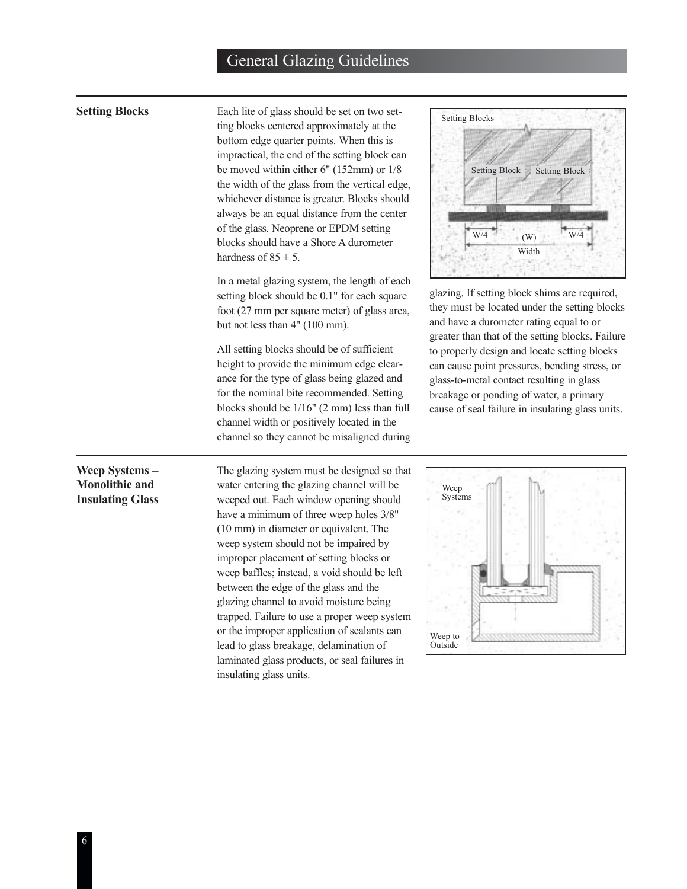## Setting Blocks

Each lite of glass should be set on two setting blocks centered approximately at the bottom edge quarter points. When this is impractical, the end of the setting block can be moved within either 6" (152mm) or 1/8 the width of the glass from the vertical edge, whichever distance is greater. Blocks should always be an equal distance from the center of the glass. Neoprene or EPDM setting blocks should have a Shore A durometer hardness of 85 ± 5.

In a metal glazing system, the length of each setting block should be 0.1" for each square foot (27 mm per square meter) of glass area, but not less than 4" (100 mm).

All setting blocks should be of sufficient height to provide the minimum edge clearance for the type of glass being glazed and for the nominal bite recommended. Setting blocks should be 1/16" (2 mm) less than full channel width or positively located in the channel so they cannot be misaligned during glazing. If setting block shims are required, they must be located under the setting blocks and have a durometer rating equal to or greater than that of the setting blocks. Failure to properly design and locate setting blocks can cause point pressures, bending stress, or glass-to-metal contact resulting in glass breakage or ponding of water, a primary cause of seal failure in insulating glass units.

## Weep Systems – Monolithic and Insulating Glass

The glazing system must be designed so that water entering the glazing channel will be weeped out. Each window opening should have a minimum of three weep holes 3/8" (10 mm) in diameter or equivalent. The weep system should not be impaired by improper placement of setting blocks or weep baffles; instead, a void should be left between the edge of the glass and the glazing channel to avoid moisture being trapped. Failure to use a proper weep system or the improper application of sealants can lead to glass breakage, delamination of laminated glass products, or seal failures in insulating glass units.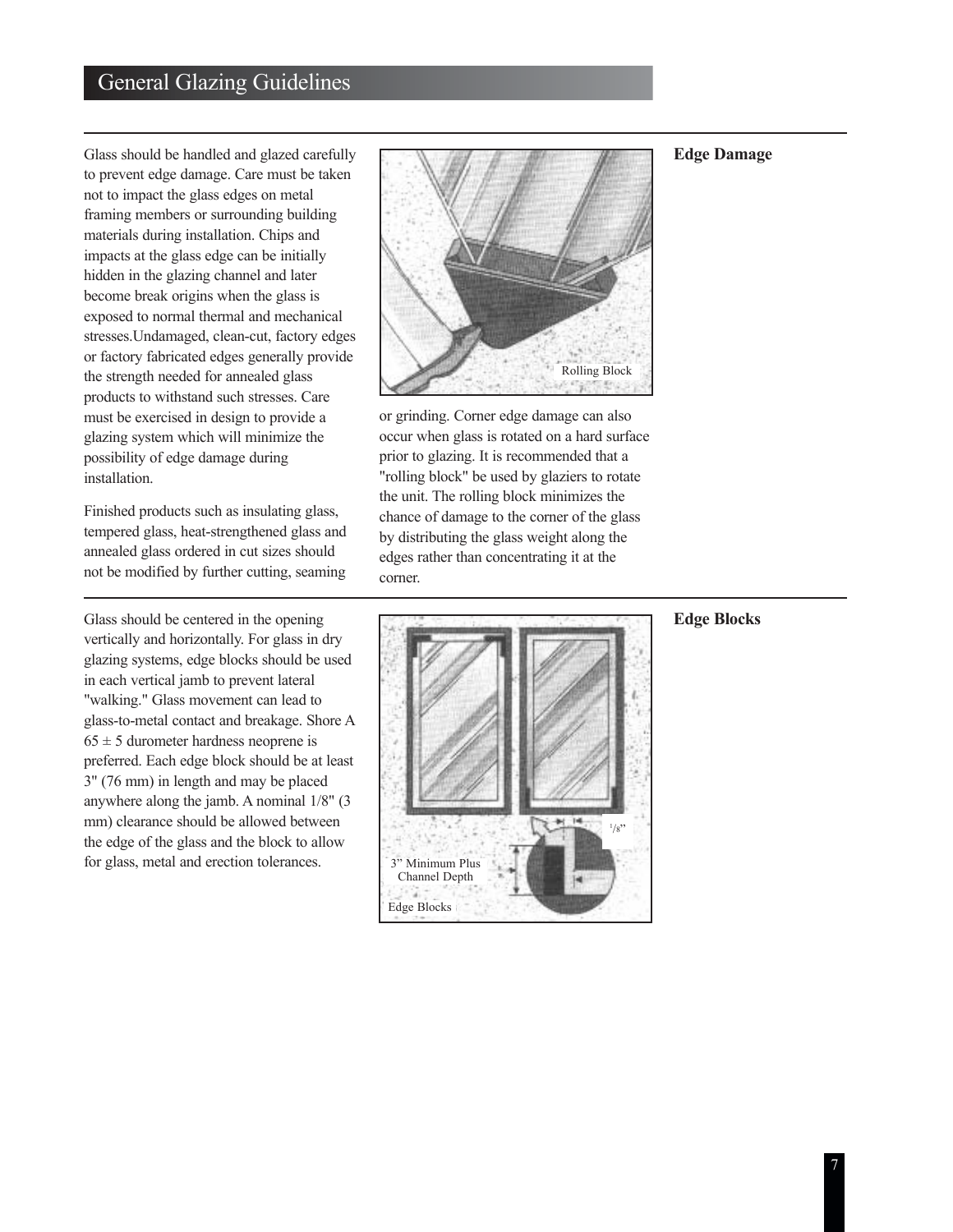## Edge Damage

Glass should be handled and glazed carefully to prevent edge damage. Care must be taken not to impact the glass edges on metal framing members or surrounding building materials during installation. Chips and impacts at the glass edge can be initially hidden in the glazing channel and later become break origins when the glass is exposed to normal thermal and mechanical stresses.Undamaged, clean-cut, factory edges or factory fabricated edges generally provide the strength needed for annealed glass products to withstand such stresses. Care must be exercised in design to provide a glazing system which will minimize the possibility of edge damage during installation.

Finished products such as insulating glass, tempered glass, heat-strengthened glass and annealed glass ordered in cut sizes should not be modified by further cutting, seaming or grinding. Corner edge damage can also occur when glass is rotated on a hard surface prior to glazing. It is recommended that a "rolling block" be used by glaziers to rotate the unit. The rolling block minimizes the chance of damage to the corner of the glass by distributing the glass weight along the edges rather than concentrating it at the corner.

Rolling Block

## Edge Blocks

Glass should be centered in the opening vertically and horizontally. For glass in dry glazing systems, edge blocks should be used in each vertical jamb to prevent lateral "walking." Glass movement can lead to glass-to-metal contact and breakage. Shore A $65 \pm 5$ durometer hardness neoprene is preferred. Each edge block should be at least 3" (76 mm) in length and may be placed anywhere along the jamb. A nominal 1/8" (3 mm) clearance should be allowed between the edge of the glass and the block to allow for glass, metal and erection tolerances.

1/8"

3" Minimum Plus Channel Depth

Edge Blocks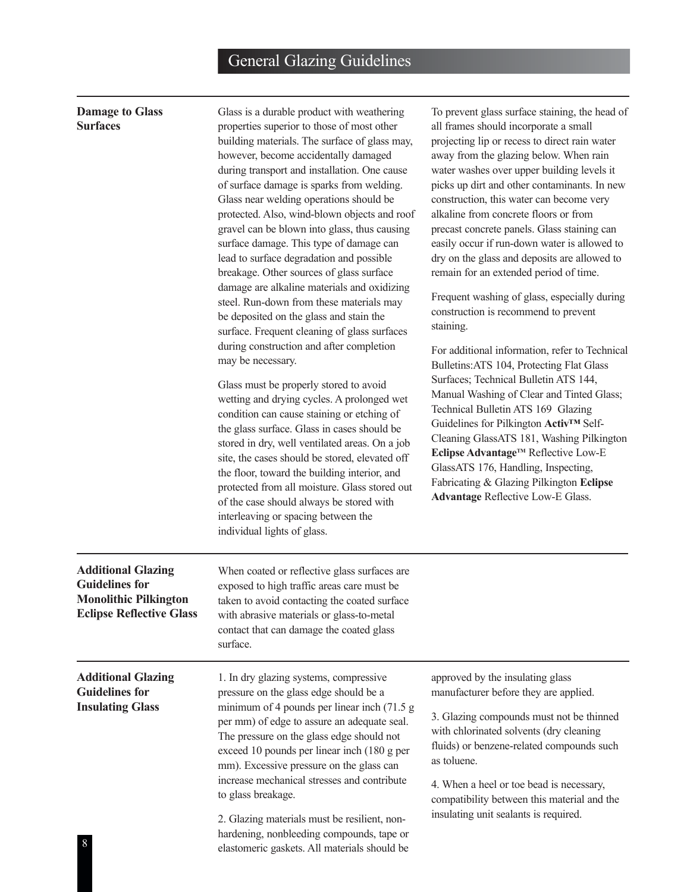# General Glazing Guidelines

## Damage to Glass Surfaces

Glass is a durable product with weathering properties superior to those of most other building materials. The surface of glass may, however, become accidentally damaged during transport and installation. One cause of surface damage is sparks from welding. Glass near welding operations should be protected. Also, wind-blown objects and roof gravel can be blown into glass, thus causing surface damage. This type of damage can lead to surface degradation and possible breakage. Other sources of glass surface damage are alkaline materials and oxidizing steel. Run-down from these materials may be deposited on the glass and stain the surface. Frequent cleaning of glass surfaces during construction and after completion may be necessary.

Glass must be properly stored to avoid wetting and drying cycles. A prolonged wet condition can cause staining or etching of the glass surface. Glass in cases should be stored in dry, well ventilated areas. On a job site, the cases should be stored, elevated off the floor, toward the building interior, and protected from all moisture. Glass stored out of the case should always be stored with interleaving or spacing between the individual lights of glass.

To prevent glass surface staining, the head of all frames should incorporate a small projecting lip or recess to direct rain water away from the glazing below. When rain water washes over upper building levels it picks up dirt and other contaminants. In new construction, this water can become very alkaline from concrete floors or from precast concrete panels. Glass staining can easily occur if run-down water is allowed to dry on the glass and deposits are allowed to remain for an extended period of time.

Frequent washing of glass, especially during construction is recommend to prevent staining.

For additional information, refer to Technical Bulletins:ATS 104, Protecting Flat Glass Surfaces; Technical Bulletin ATS 144, Manual Washing of Clear and Tinted Glass; Technical Bulletin ATS 169 Glazing Guidelines for Pilkington **Activ™** Self-Cleaning GlassATS 181, Washing Pilkington **Eclipse Advantage**™ Reflective Low-E GlassATS 176, Handling, Inspecting, Fabricating & Glazing Pilkington **Eclipse Advantage** Reflective Low-E Glass.

## Additional Glazing Guidelines for Monolithic Pilkington Eclipse Reflective Glass

When coated or reflective glass surfaces are exposed to high traffic areas care must be taken to avoid contacting the coated surface with abrasive materials or glass-to-metal contact that can damage the coated glass surface.

## Additional Glazing Guidelines for Insulating Glass

1. In dry glazing systems, compressive pressure on the glass edge should be a minimum of 4 pounds per linear inch (71.5 g per mm) of edge to assure an adequate seal. The pressure on the glass edge should not exceed 10 pounds per linear inch (180 g per mm). Excessive pressure on the glass can increase mechanical stresses and contribute to glass breakage.

2. Glazing materials must be resilient, non-hardening, nonbleeding compounds, tape or elastomeric gaskets. All materials should be approved by the insulating glass manufacturer before they are applied.

3. Glazing compounds must not be thinned with chlorinated solvents (dry cleaning fluids) or benzene-related compounds such as toluene.

4. When a heel or toe bead is necessary, compatibility between this material and the insulating unit sealants is required.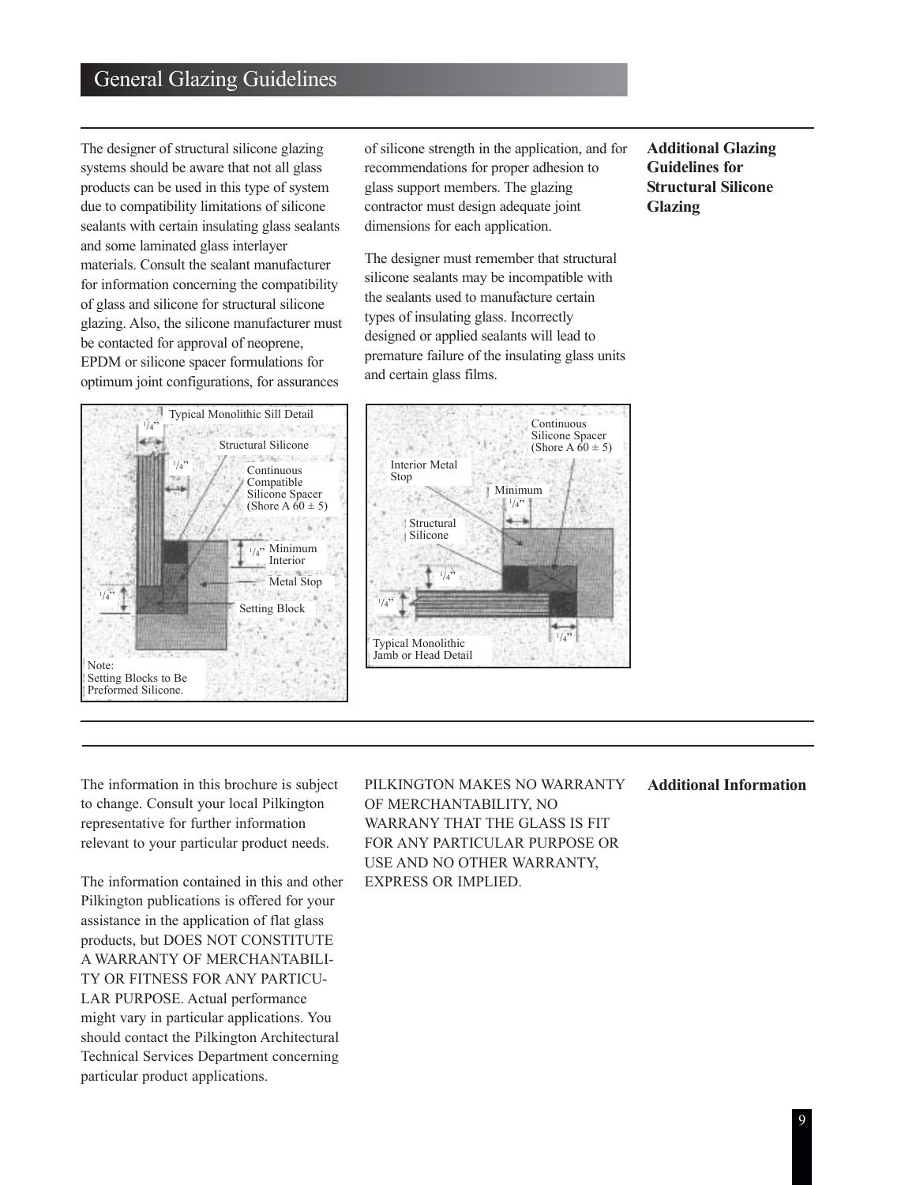# General Glazing Guidelines

## Additional Glazing Guidelines for Structural Silicone Glazing

The designer of structural silicone glazing systems should be aware that not all glass products can be used in this type of system due to compatibility limitations of silicone sealants with certain insulating glass sealants and some laminated glass interlayer materials. Consult the sealant manufacturer for information concerning the compatibility of glass and silicone for structural silicone glazing. Also, the silicone manufacturer must be contacted for approval of neoprene, EPDM or silicone spacer formulations for optimum joint configurations, for assurances of silicone strength in the application, and for recommendations for proper adhesion to glass support members. The glazing contractor must design adequate joint dimensions for each application.

The designer must remember that structural silicone sealants may be incompatible with the sealants used to manufacture certain types of insulating glass. Incorrectly designed or applied sealants will lead to premature failure of the insulating glass units and certain glass films.

Typical Monolithic Sill Detail

1/4" — Structural Silicone — 1/4" — Continuous Compatible Silicone Spacer (Shore A 60 ± 5) — 1/4" Minimum Interior Metal Stop — 1/4" — Setting Block

Note: Setting Blocks to Be Preformed Silicone.

Typical Monolithic Jamb or Head Detail

Continuous Silicone Spacer (Shore A 60 ± 5) — Interior Metal Stop — Minimum 1/4" — Structural Silicone — 1/4" — 1/4" — 1/4"

## Additional Information

The information in this brochure is subject to change. Consult your local Pilkington representative for further information relevant to your particular product needs.

The information contained in this and other Pilkington publications is offered for your assistance in the application of flat glass products, but DOES NOT CONSTITUTE A WARRANTY OF MERCHANTABILITY OR FITNESS FOR ANY PARTICULAR PURPOSE. Actual performance might vary in particular applications. You should contact the Pilkington Architectural Technical Services Department concerning particular product applications.

PILKINGTON MAKES NO WARRANTY OF MERCHANTABILITY, NO WARRANTY THAT THE GLASS IS FIT FOR ANY PARTICULAR PURPOSE OR USE AND NO OTHER WARRANTY, EXPRESS OR IMPLIED.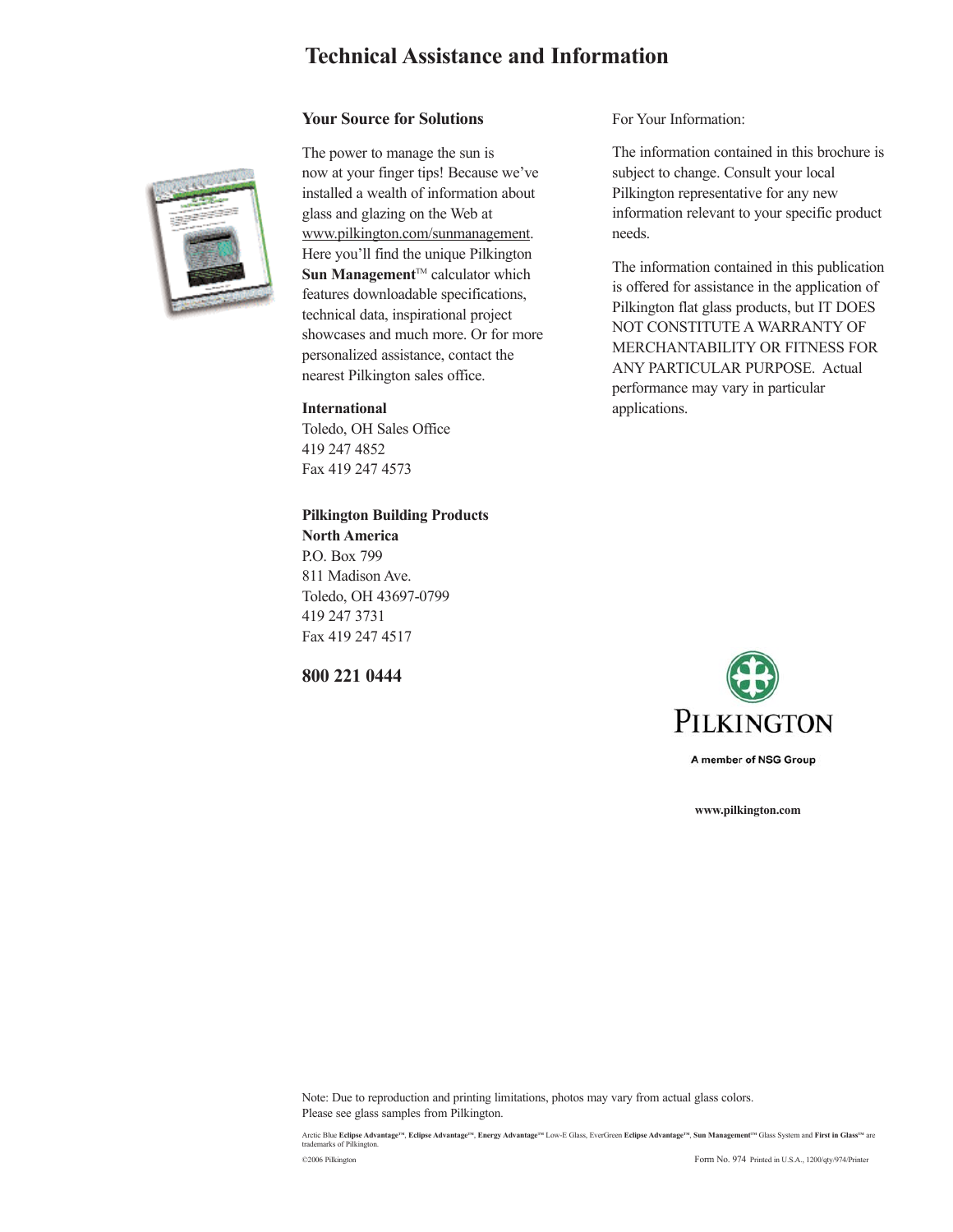# Technical Assistance and Information

## Your Source for Solutions

The power to manage the sun is now at your finger tips! Because we've installed a wealth of information about glass and glazing on the Web at www.pilkington.com/sunmanagement. Here you'll find the unique Pilkington **Sun Management**™ calculator which features downloadable specifications, technical data, inspirational project showcases and much more. Or for more personalized assistance, contact the nearest Pilkington sales office.

**International**
Toledo, OH Sales Office
419 247 4852
Fax 419 247 4573

**Pilkington Building Products North America**
P.O. Box 799
811 Madison Ave.
Toledo, OH 43697-0799
419 247 3731
Fax 419 247 4517

**800 221 0444**

For Your Information:

The information contained in this brochure is subject to change. Consult your local Pilkington representative for any new information relevant to your specific product needs.

The information contained in this publication is offered for assistance in the application of Pilkington flat glass products, but IT DOES NOT CONSTITUTE A WARRANTY OF MERCHANTABILITY OR FITNESS FOR ANY PARTICULAR PURPOSE. Actual performance may vary in particular applications.

PILKINGTON

A member of NSG Group

**www.pilkington.com**

Note: Due to reproduction and printing limitations, photos may vary from actual glass colors. Please see glass samples from Pilkington.

Arctic Blue **Eclipse Advantage**™, **Eclipse Advantage**™, **Energy Advantage**™ Low-E Glass, EverGreen **Eclipse Advantage**™, **Sun Management**™ Glass System and **First in Glass**™ are trademarks of Pilkington.

©2006 Pilkington

Form No. 974 Printed in U.S.A., 1200/qty/974/Printer